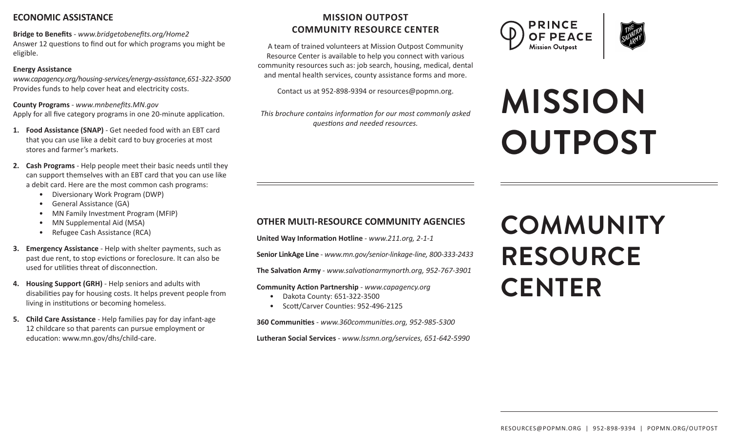## ECONOMIC ASSISTANCE

**Bridge to Benefits** - *www.bridgetobenefits.org/Home2*
Answer 12 questions to find out for which programs you might be eligible.

**Energy Assistance**
*www.capagency.org/housing-services/energy-assistance, 651-322-3500*
Provides funds to help cover heat and electricity costs.

**County Programs** - *www.mnbenefits.MN.gov*
Apply for all five category programs in one 20-minute application.

1. **Food Assistance (SNAP)** - Get needed food with an EBT card that you can use like a debit card to buy groceries at most stores and farmer's markets.
2. **Cash Programs** - Help people meet their basic needs until they can support themselves with an EBT card that you can use like a debit card. Here are the most common cash programs:
   - Diversionary Work Program (DWP)
   - General Assistance (GA)
   - MN Family Investment Program (MFIP)
   - MN Supplemental Aid (MSA)
   - Refugee Cash Assistance (RCA)
3. **Emergency Assistance** - Help with shelter payments, such as past due rent, to stop evictions or foreclosure. It can also be used for utilities threat of disconnection.
4. **Housing Support (GRH)** - Help seniors and adults with disabilities pay for housing costs. It helps prevent people from living in institutions or becoming homeless.
5. **Child Care Assistance** - Help families pay for day infant-age 12 childcare so that parents can pursue employment or education: www.mn.gov/dhs/child-care.

## MISSION OUTPOST COMMUNITY RESOURCE CENTER

A team of trained volunteers at Mission Outpost Community Resource Center is available to help you connect with various community resources such as: job search, housing, medical, dental and mental health services, county assistance forms and more.

Contact us at 952-898-9394 or resources@popmn.org.

*This brochure contains information for our most commonly asked questions and needed resources.*

## OTHER MULTI-RESOURCE COMMUNITY AGENCIES

**United Way Information Hotline** - *www.211.org, 2-1-1*

**Senior LinkAge Line** - *www.mn.gov/senior-linkage-line, 800-333-2433*

**The Salvation Army** - *www.salvationarmynorth.org, 952-767-3901*

**Community Action Partnership** - *www.capagency.org*

- Dakota County: 651-322-3500
- Scott/Carver Counties: 952-496-2125

**360 Communities** - *www.360communities.org, 952-985-5300*

**Lutheran Social Services** - *www.lssmn.org/services, 651-642-5990*

PRINCE OF PEACE Mission Outpost

THE SALVATION ARMY

# MISSION OUTPOST

# COMMUNITY RESOURCE CENTER

RESOURCES@POPMN.ORG | 952-898-9394 | POPMN.ORG/OUTPOST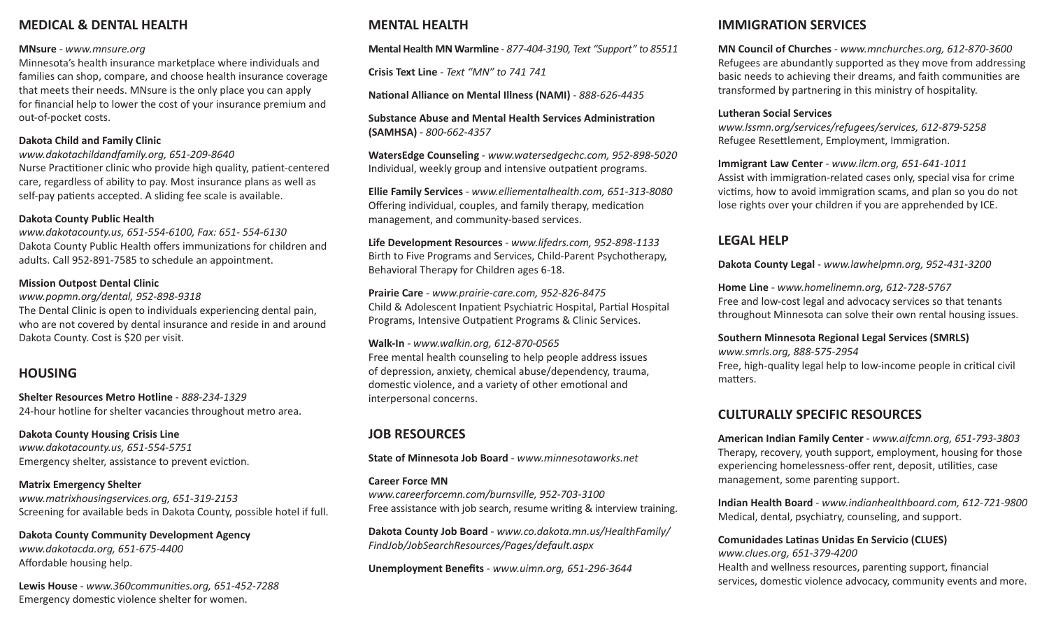## MEDICAL & DENTAL HEALTH

**MNsure** - *www.mnsure.org*
Minnesota's health insurance marketplace where individuals and families can shop, compare, and choose health insurance coverage that meets their needs. MNsure is the only place you can apply for financial help to lower the cost of your insurance premium and out-of-pocket costs.

**Dakota Child and Family Clinic**
*www.dakotachildandfamily.org, 651-209-8640*
Nurse Practitioner clinic who provide high quality, patient-centered care, regardless of ability to pay. Most insurance plans as well as self-pay patients accepted. A sliding fee scale is available.

**Dakota County Public Health**
*www.dakotacounty.us, 651-554-6100, Fax: 651- 554-6130*
Dakota County Public Health offers immunizations for children and adults. Call 952-891-7585 to schedule an appointment.

**Mission Outpost Dental Clinic**
*www.popmn.org/dental, 952-898-9318*
The Dental Clinic is open to individuals experiencing dental pain, who are not covered by dental insurance and reside in and around Dakota County. Cost is $20 per visit.

## HOUSING

**Shelter Resources Metro Hotline** - *888-234-1329*
24-hour hotline for shelter vacancies throughout metro area.

**Dakota County Housing Crisis Line**
*www.dakotacounty.us, 651-554-5751*
Emergency shelter, assistance to prevent eviction.

**Matrix Emergency Shelter**
*www.matrixhousingservices.org, 651-319-2153*
Screening for available beds in Dakota County, possible hotel if full.

**Dakota County Community Development Agency**
*www.dakotacda.org, 651-675-4400*
Affordable housing help.

**Lewis House** - *www.360communities.org, 651-452-7288*
Emergency domestic violence shelter for women.

## MENTAL HEALTH

**Mental Health MN Warmline** - *877-404-3190, Text "Support" to 85511*

**Crisis Text Line** - *Text "MN" to 741 741*

**National Alliance on Mental Illness (NAMI)** - *888-626-4435*

**Substance Abuse and Mental Health Services Administration (SAMHSA)** - *800-662-4357*

**WatersEdge Counseling** - *www.watersedgechc.com, 952-898-5020*
Individual, weekly group and intensive outpatient programs.

**Ellie Family Services** - *www.elliementalhealth.com, 651-313-8080*
Offering individual, couples, and family therapy, medication management, and community-based services.

**Life Development Resources** - *www.lifedrs.com, 952-898-1133*
Birth to Five Programs and Services, Child-Parent Psychotherapy, Behavioral Therapy for Children ages 6-18.

**Prairie Care** - *www.prairie-care.com, 952-826-8475*
Child & Adolescent Inpatient Psychiatric Hospital, Partial Hospital Programs, Intensive Outpatient Programs & Clinic Services.

**Walk-In** - *www.walkin.org, 612-870-0565*
Free mental health counseling to help people address issues of depression, anxiety, chemical abuse/dependency, trauma, domestic violence, and a variety of other emotional and interpersonal concerns.

## JOB RESOURCES

**State of Minnesota Job Board** - *www.minnesotaworks.net*

**Career Force MN**
*www.careerforcemn.com/burnsville, 952-703-3100*
Free assistance with job search, resume writing & interview training.

**Dakota County Job Board** - *www.co.dakota.mn.us/HealthFamily/FindJob/JobSearchResources/Pages/default.aspx*

**Unemployment Benefits** - *www.uimn.org, 651-296-3644*

## IMMIGRATION SERVICES

**MN Council of Churches** - *www.mnchurches.org, 612-870-3600*
Refugees are abundantly supported as they move from addressing basic needs to achieving their dreams, and faith communities are transformed by partnering in this ministry of hospitality.

**Lutheran Social Services**
*www.lssmn.org/services/refugees/services, 612-879-5258*
Refugee Resettlement, Employment, Immigration.

**Immigrant Law Center** - *www.ilcm.org, 651-641-1011*
Assist with immigration-related cases only, special visa for crime victims, how to avoid immigration scams, and plan so you do not lose rights over your children if you are apprehended by ICE.

## LEGAL HELP

**Dakota County Legal** - *www.lawhelpmn.org, 952-431-3200*

**Home Line** - *www.homelinemn.org, 612-728-5767*
Free and low-cost legal and advocacy services so that tenants throughout Minnesota can solve their own rental housing issues.

**Southern Minnesota Regional Legal Services (SMRLS)**
*www.smrls.org, 888-575-2954*
Free, high-quality legal help to low-income people in critical civil matters.

## CULTURALLY SPECIFIC RESOURCES

**American Indian Family Center** - *www.aifcmn.org, 651-793-3803*
Therapy, recovery, youth support, employment, housing for those experiencing homelessness-offer rent, deposit, utilities, case management, some parenting support.

**Indian Health Board** - *www.indianhealthboard.com, 612-721-9800*
Medical, dental, psychiatry, counseling, and support.

**Comunidades Latinas Unidas En Servicio (CLUES)**
*www.clues.org, 651-379-4200*
Health and wellness resources, parenting support, financial services, domestic violence advocacy, community events and more.